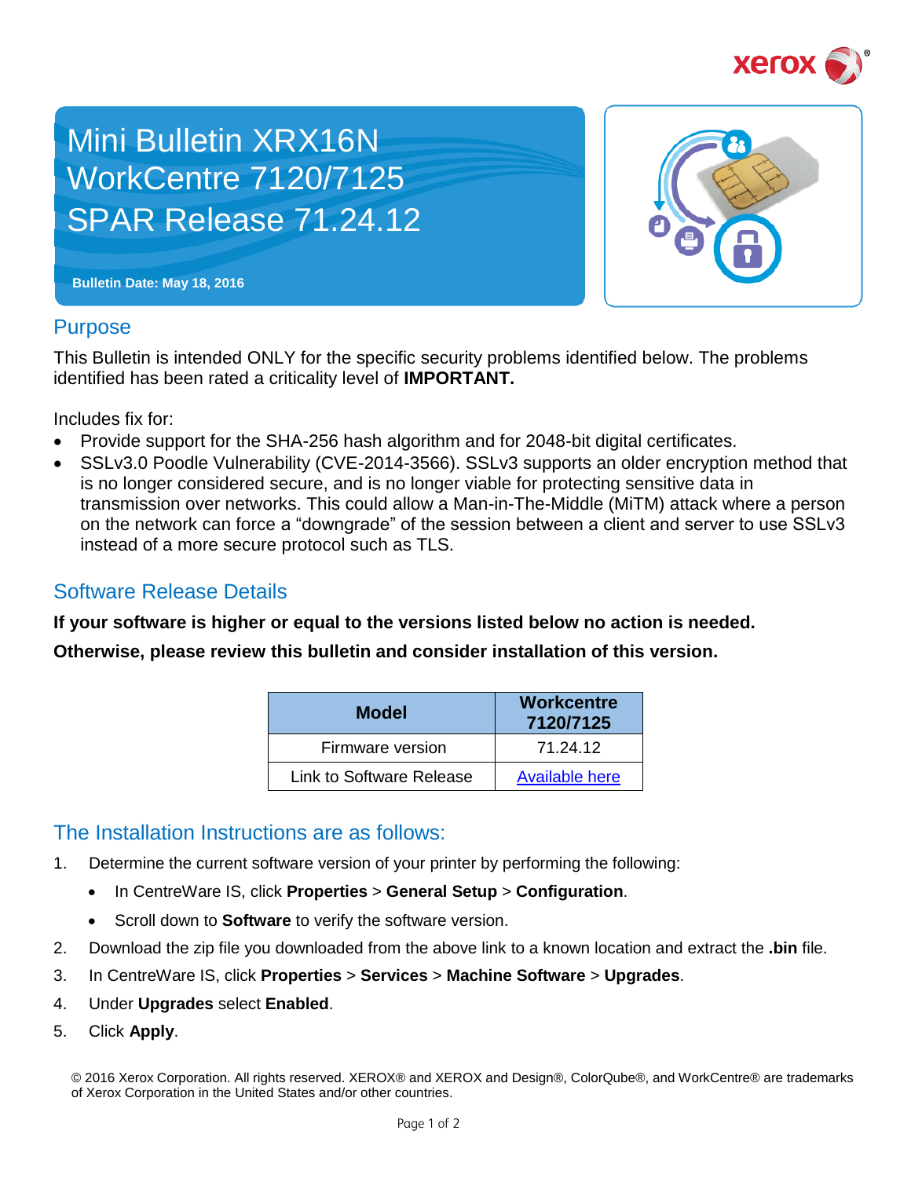# Mini Bulletin XRX16N WorkCentre 7120/7125 SPAR Release 71.24.12

**Bulletin Date: May 18, 2016**

## Purpose

This Bulletin is intended ONLY for the specific security problems identified below. The problems identified has been rated a criticality level of **IMPORTANT.**

Includes fix for:

- Provide support for the SHA-256 hash algorithm and for 2048-bit digital certificates.
- SSLv3.0 Poodle Vulnerability (CVE-2014-3566). SSLv3 supports an older encryption method that is no longer considered secure, and is no longer viable for protecting sensitive data in transmission over networks. This could allow a Man-in-The-Middle (MiTM) attack where a person on the network can force a "downgrade" of the session between a client and server to use SSLv3 instead of a more secure protocol such as TLS.

## Software Release Details

**If your software is higher or equal to the versions listed below no action is needed.**

**Otherwise, please review this bulletin and consider installation of this version.**

| Model | Workcentre 7120/7125 |
|---|---|
| Firmware version | 71.24.12 |
| Link to Software Release | Available here |

## The Installation Instructions are as follows:

1. Determine the current software version of your printer by performing the following:
   - In CentreWare IS, click **Properties** > **General Setup** > **Configuration**.
   - Scroll down to **Software** to verify the software version.
2. Download the zip file you downloaded from the above link to a known location and extract the **.bin** file.
3. In CentreWare IS, click **Properties** > **Services** > **Machine Software** > **Upgrades**.
4. Under **Upgrades** select **Enabled**.
5. Click **Apply**.

© 2016 Xerox Corporation. All rights reserved. XEROX® and XEROX and Design®, ColorQube®, and WorkCentre® are trademarks of Xerox Corporation in the United States and/or other countries.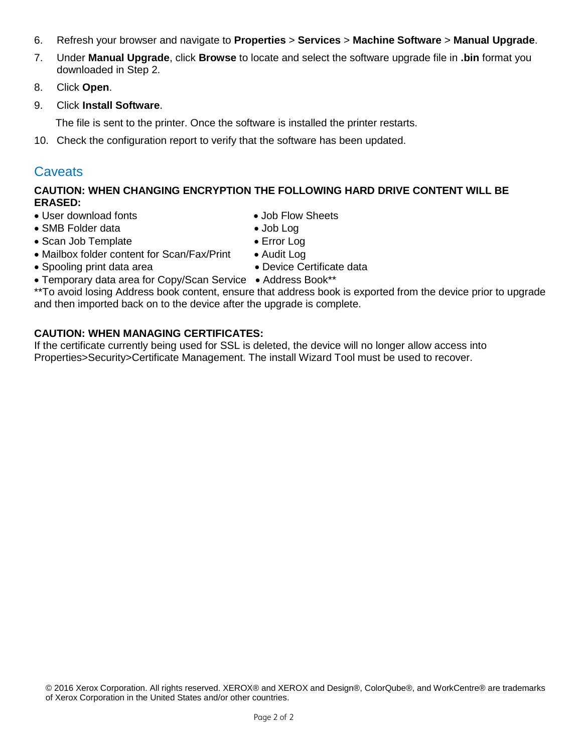6. Refresh your browser and navigate to **Properties** > **Services** > **Machine Software** > **Manual Upgrade**.
7. Under **Manual Upgrade**, click **Browse** to locate and select the software upgrade file in **.bin** format you downloaded in Step 2.
8. Click **Open**.
9. Click **Install Software**.

   The file is sent to the printer. Once the software is installed the printer restarts.
10. Check the configuration report to verify that the software has been updated.

## Caveats

**CAUTION: WHEN CHANGING ENCRYPTION THE FOLLOWING HARD DRIVE CONTENT WILL BE ERASED:**

- User download fonts
- SMB Folder data
- Scan Job Template
- Mailbox folder content for Scan/Fax/Print
- Spooling print data area
- Temporary data area for Copy/Scan Service
- Job Flow Sheets
- Job Log
- Error Log
- Audit Log
- Device Certificate data
- Address Book**

**To avoid losing Address book content, ensure that address book is exported from the device prior to upgrade and then imported back on to the device after the upgrade is complete.

**CAUTION: WHEN MANAGING CERTIFICATES:**

If the certificate currently being used for SSL is deleted, the device will no longer allow access into Properties>Security>Certificate Management. The install Wizard Tool must be used to recover.

© 2016 Xerox Corporation. All rights reserved. XEROX® and XEROX and Design®, ColorQube®, and WorkCentre® are trademarks of Xerox Corporation in the United States and/or other countries.